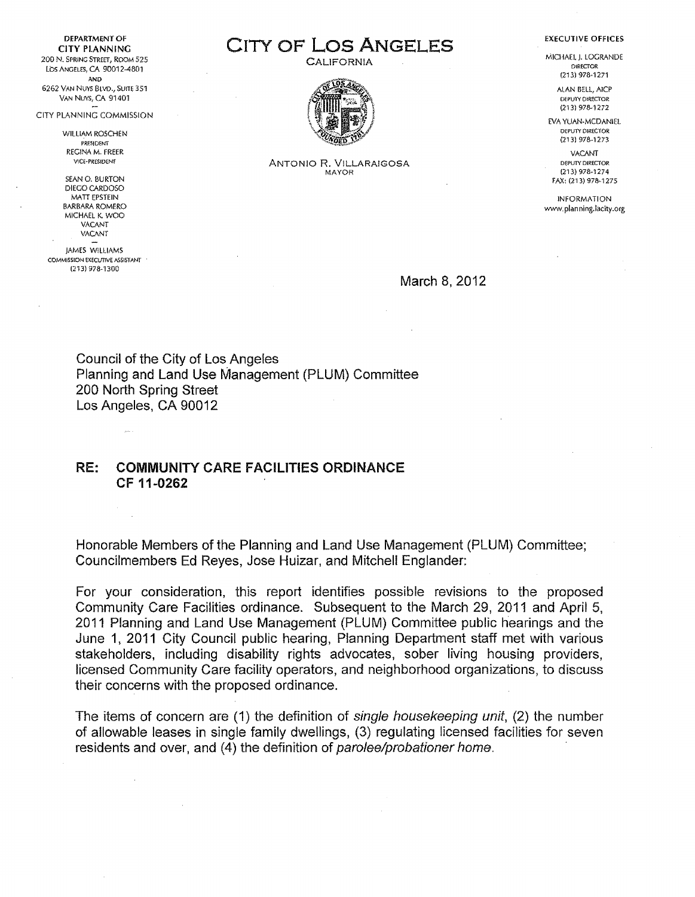DEPARTMENT OF
CITY PLANNING
200 N. SPRING STREET, ROOM 525
LOS ANGELES, CA 90012-4801
AND
6262 VAN NUYS BLVD., SUITE 351
VAN NUYS, CA 91401

CITY PLANNING COMMISSION

WILLIAM ROSCHEN
PRESIDENT
REGINA M. FREER
VICE-PRESIDENT

SEAN O. BURTON
DIEGO CARDOSO
MATT EPSTEIN
BARBARA ROMERO
MICHAEL K. WOO
VACANT
VACANT

JAMES WILLIAMS
COMMISSION EXECUTIVE ASSISTANT
(213) 978-1300

# CITY OF LOS ANGELES

CALIFORNIA

ANTONIO R. VILLARAIGOSA
MAYOR

EXECUTIVE OFFICES

MICHAEL J. LOGRANDE
DIRECTOR
(213) 978-1271

ALAN BELL, AICP
DEPUTY DIRECTOR
(213) 978-1272

EVA YUAN-MCDANIEL
DEPUTY DIRECTOR
(213) 978-1273

VACANT
DEPUTY DIRECTOR
(213) 978-1274
FAX: (213) 978-1275

INFORMATION
www.planning.lacity.org

March 8, 2012

Council of the City of Los Angeles
Planning and Land Use Management (PLUM) Committee
200 North Spring Street
Los Angeles, CA 90012

**RE: COMMUNITY CARE FACILITIES ORDINANCE**
**CF 11-0262**

Honorable Members of the Planning and Land Use Management (PLUM) Committee; Councilmembers Ed Reyes, Jose Huizar, and Mitchell Englander:

For your consideration, this report identifies possible revisions to the proposed Community Care Facilities ordinance. Subsequent to the March 29, 2011 and April 5, 2011 Planning and Land Use Management (PLUM) Committee public hearings and the June 1, 2011 City Council public hearing, Planning Department staff met with various stakeholders, including disability rights advocates, sober living housing providers, licensed Community Care facility operators, and neighborhood organizations, to discuss their concerns with the proposed ordinance.

The items of concern are (1) the definition of *single housekeeping unit*, (2) the number of allowable leases in single family dwellings, (3) regulating licensed facilities for seven residents and over, and (4) the definition of *parolee/probationer home*.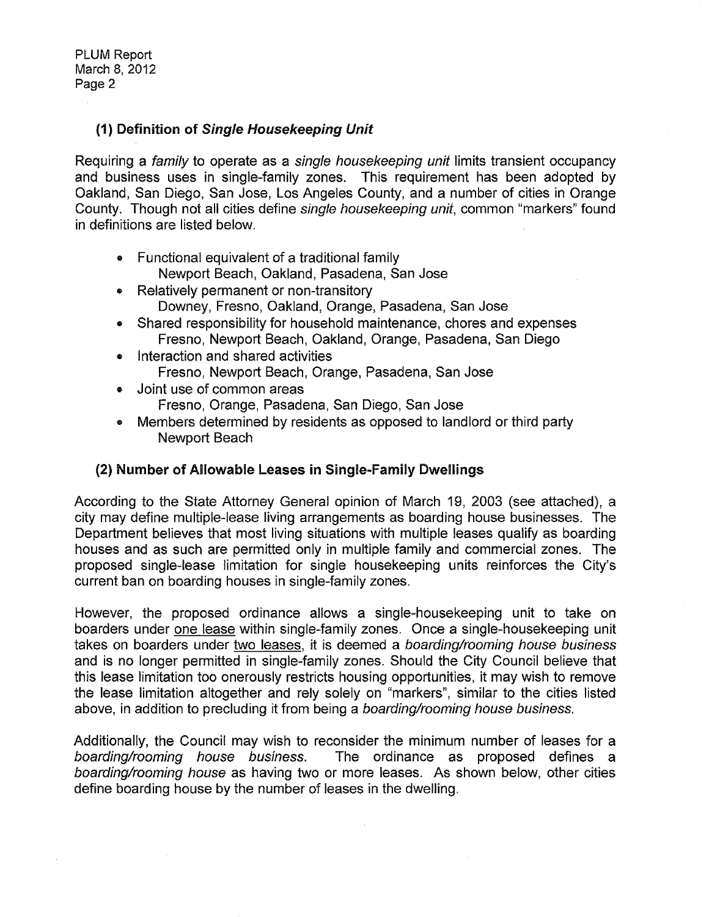### (1) Definition of *Single Housekeeping Unit*

Requiring a *family* to operate as a *single housekeeping unit* limits transient occupancy and business uses in single-family zones. This requirement has been adopted by Oakland, San Diego, San Jose, Los Angeles County, and a number of cities in Orange County. Though not all cities define *single housekeeping unit*, common "markers" found in definitions are listed below.

- Functional equivalent of a traditional family
  Newport Beach, Oakland, Pasadena, San Jose
- Relatively permanent or non-transitory
  Downey, Fresno, Oakland, Orange, Pasadena, San Jose
- Shared responsibility for household maintenance, chores and expenses
  Fresno, Newport Beach, Oakland, Orange, Pasadena, San Diego
- Interaction and shared activities
  Fresno, Newport Beach, Orange, Pasadena, San Jose
- Joint use of common areas
  Fresno, Orange, Pasadena, San Diego, San Jose
- Members determined by residents as opposed to landlord or third party
  Newport Beach

### (2) Number of Allowable Leases in Single-Family Dwellings

According to the State Attorney General opinion of March 19, 2003 (see attached), a city may define multiple-lease living arrangements as boarding house businesses. The Department believes that most living situations with multiple leases qualify as boarding houses and as such are permitted only in multiple family and commercial zones. The proposed single-lease limitation for single housekeeping units reinforces the City's current ban on boarding houses in single-family zones.

However, the proposed ordinance allows a single-housekeeping unit to take on boarders under one lease within single-family zones. Once a single-housekeeping unit takes on boarders under two leases, it is deemed a *boarding/rooming house business* and is no longer permitted in single-family zones. Should the City Council believe that this lease limitation too onerously restricts housing opportunities, it may wish to remove the lease limitation altogether and rely solely on "markers", similar to the cities listed above, in addition to precluding it from being a *boarding/rooming house business*.

Additionally, the Council may wish to reconsider the minimum number of leases for a *boarding/rooming house business*. The ordinance as proposed defines a *boarding/rooming house* as having two or more leases. As shown below, other cities define boarding house by the number of leases in the dwelling.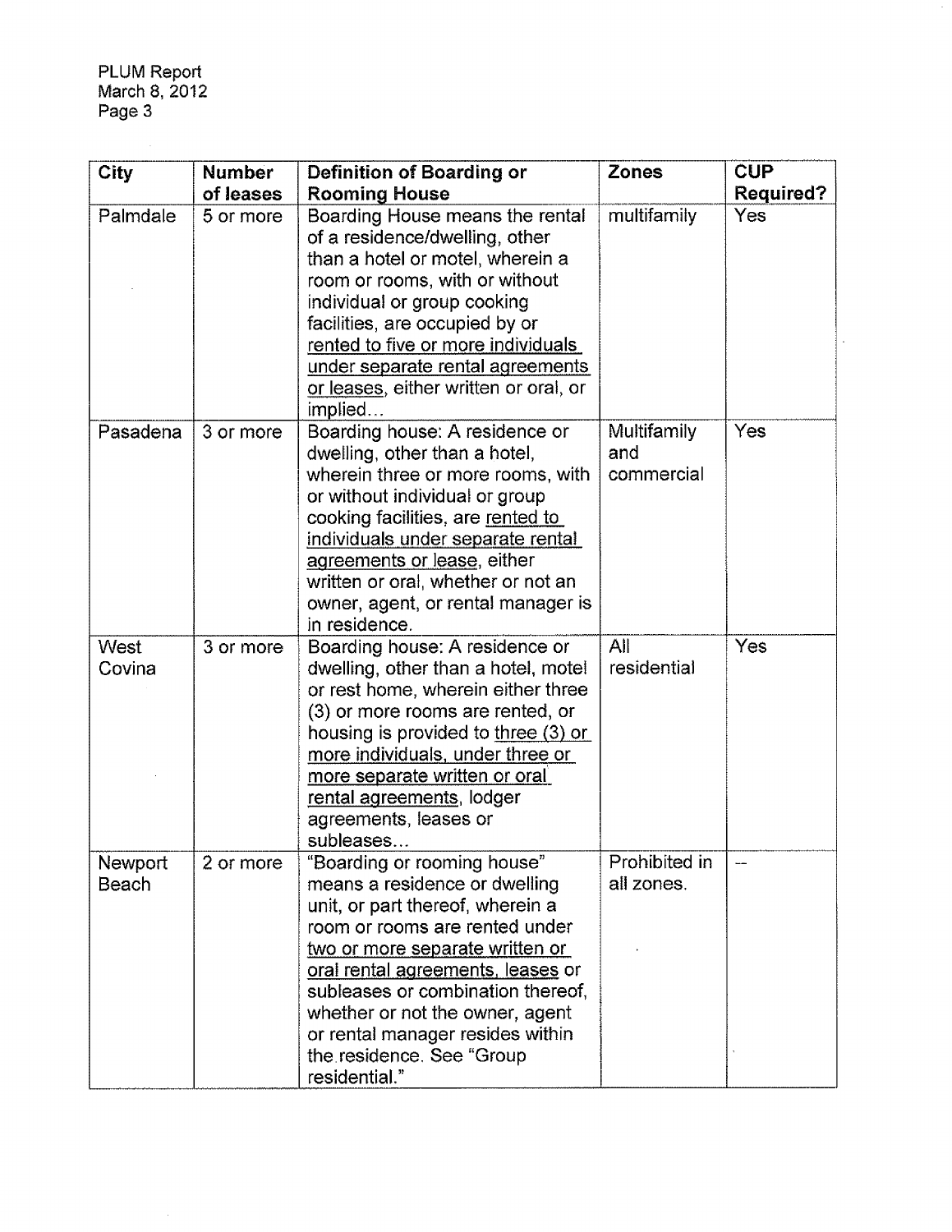| City | Number of leases | Definition of Boarding or Rooming House | Zones | CUP Required? |
|---|---|---|---|---|
| Palmdale | 5 or more | Boarding House means the rental of a residence/dwelling, other than a hotel or motel, wherein a room or rooms, with or without individual or group cooking facilities, are occupied by or rented to five or more individuals under separate rental agreements or leases, either written or oral, or implied... | multifamily | Yes |
| Pasadena | 3 or more | Boarding house: A residence or dwelling, other than a hotel, wherein three or more rooms, with or without individual or group cooking facilities, are rented to individuals under separate rental agreements or lease, either written or oral, whether or not an owner, agent, or rental manager is in residence. | Multifamily and commercial | Yes |
| West Covina | 3 or more | Boarding house: A residence or dwelling, other than a hotel, motel or rest home, wherein either three (3) or more rooms are rented, or housing is provided to three (3) or more individuals, under three or more separate written or oral rental agreements, lodger agreements, leases or subleases... | All residential | Yes |
| Newport Beach | 2 or more | "Boarding or rooming house" means a residence or dwelling unit, or part thereof, wherein a room or rooms are rented under two or more separate written or oral rental agreements, leases or subleases or combination thereof, whether or not the owner, agent or rental manager resides within the residence. See "Group residential." | Prohibited in all zones. | -- |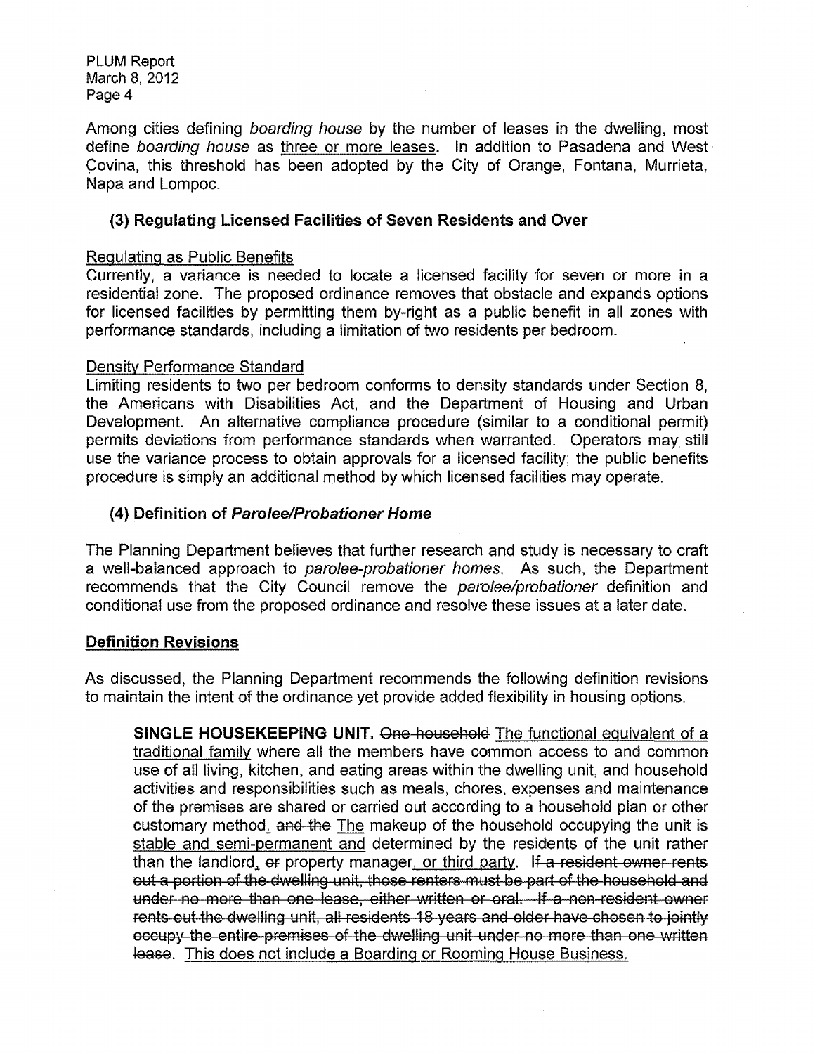Among cities defining *boarding house* by the number of leases in the dwelling, most define *boarding house* as <u>three or more leases</u>. In addition to Pasadena and West Covina, this threshold has been adopted by the City of Orange, Fontana, Murrieta, Napa and Lompoc.

### (3) Regulating Licensed Facilities of Seven Residents and Over

<u>Regulating as Public Benefits</u>

Currently, a variance is needed to locate a licensed facility for seven or more in a residential zone. The proposed ordinance removes that obstacle and expands options for licensed facilities by permitting them by-right as a public benefit in all zones with performance standards, including a limitation of two residents per bedroom.

<u>Density Performance Standard</u>

Limiting residents to two per bedroom conforms to density standards under Section 8, the Americans with Disabilities Act, and the Department of Housing and Urban Development. An alternative compliance procedure (similar to a conditional permit) permits deviations from performance standards when warranted. Operators may still use the variance process to obtain approvals for a licensed facility; the public benefits procedure is simply an additional method by which licensed facilities may operate.

### (4) Definition of *Parolee/Probationer Home*

The Planning Department believes that further research and study is necessary to craft a well-balanced approach to *parolee-probationer homes*. As such, the Department recommends that the City Council remove the *parolee/probationer* definition and conditional use from the proposed ordinance and resolve these issues at a later date.

### <u>Definition Revisions</u>

As discussed, the Planning Department recommends the following definition revisions to maintain the intent of the ordinance yet provide added flexibility in housing options.

> **SINGLE HOUSEKEEPING UNIT.** ~~One household~~ <u>The functional equivalent of a traditional family</u> where all the members have common access to and common use of all living, kitchen, and eating areas within the dwelling unit, and household activities and responsibilities such as meals, chores, expenses and maintenance of the premises are shared or carried out according to a household plan or other customary method<u>.</u> ~~and the~~ <u>The</u> makeup of the household occupying the unit is <u>stable and semi-permanent and</u> determined by the residents of the unit rather than the landlord<u>,</u> ~~or~~ property manager<u>, or third party</u>. ~~If a resident owner rents out a portion of the dwelling unit, those renters must be part of the household and under no more than one lease, either written or oral. If a non-resident owner rents out the dwelling unit, all residents 18 years and older have chosen to jointly occupy the entire premises of the dwelling unit under no more than one written lease~~. <u>This does not include a Boarding or Rooming House Business.</u>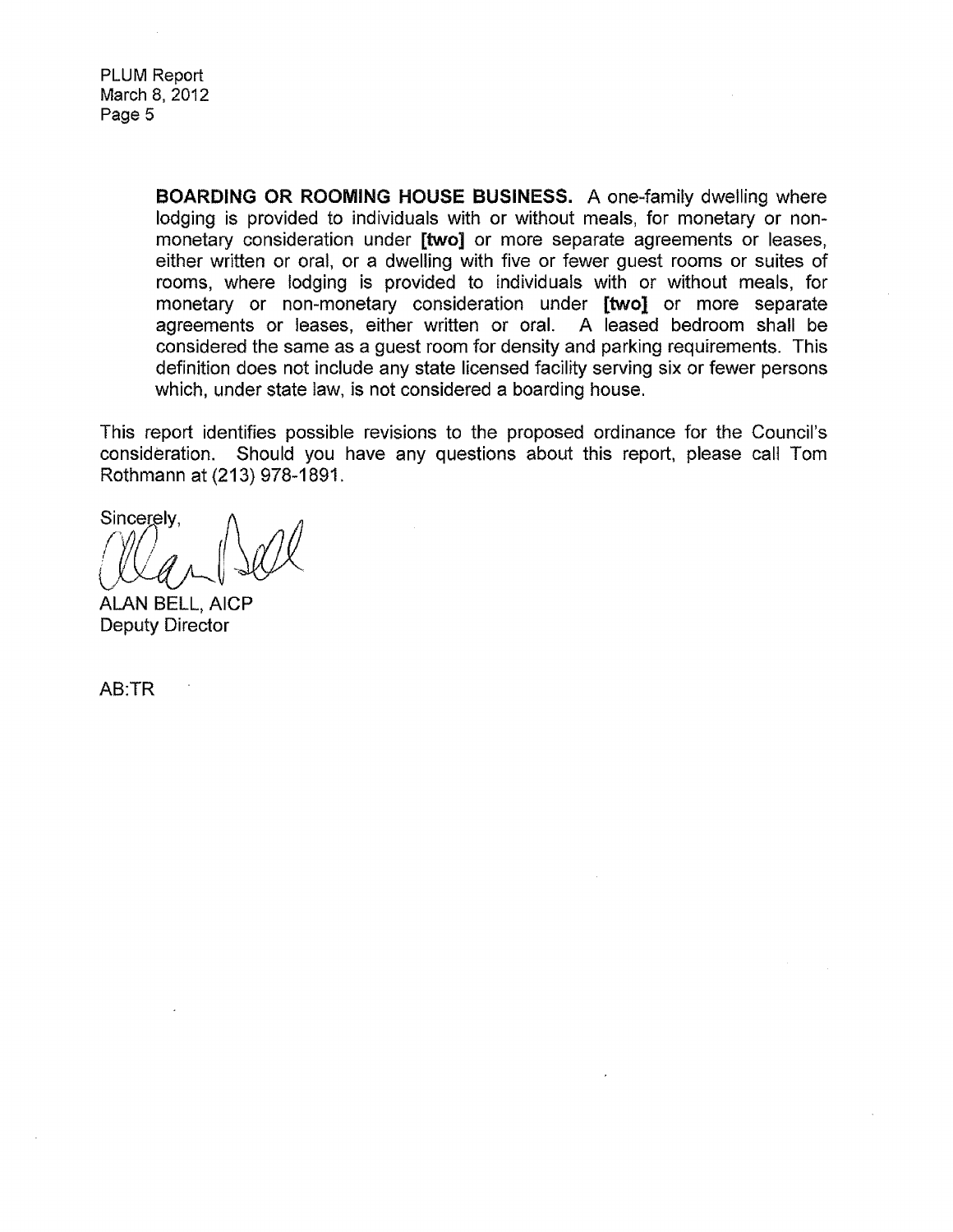**BOARDING OR ROOMING HOUSE BUSINESS.** A one-family dwelling where lodging is provided to individuals with or without meals, for monetary or non-monetary consideration under **[two]** or more separate agreements or leases, either written or oral, or a dwelling with five or fewer guest rooms or suites of rooms, where lodging is provided to individuals with or without meals, for monetary or non-monetary consideration under **[two]** or more separate agreements or leases, either written or oral. A leased bedroom shall be considered the same as a guest room for density and parking requirements. This definition does not include any state licensed facility serving six or fewer persons which, under state law, is not considered a boarding house.

This report identifies possible revisions to the proposed ordinance for the Council's consideration. Should you have any questions about this report, please call Tom Rothmann at (213) 978-1891.

Sincerely,

ALAN BELL, AICP
Deputy Director

AB:TR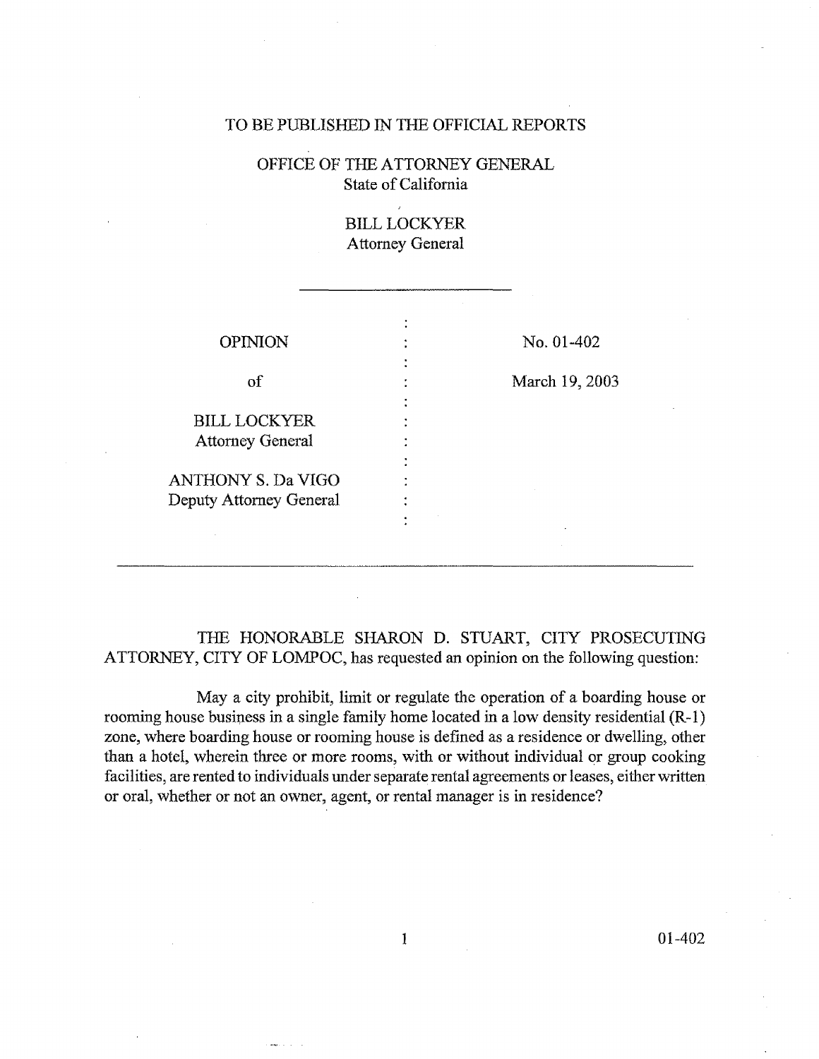TO BE PUBLISHED IN THE OFFICIAL REPORTS

OFFICE OF THE ATTORNEY GENERAL
State of California

BILL LOCKYER
Attorney General

| | | |
|---|---|---|
| OPINION | : | No. 01-402 |
| of | : | March 19, 2003 |
| BILL LOCKYER<br>Attorney General | : | |
| ANTHONY S. Da VIGO<br>Deputy Attorney General | : | |

THE HONORABLE SHARON D. STUART, CITY PROSECUTING ATTORNEY, CITY OF LOMPOC, has requested an opinion on the following question:

May a city prohibit, limit or regulate the operation of a boarding house or rooming house business in a single family home located in a low density residential (R-1) zone, where boarding house or rooming house is defined as a residence or dwelling, other than a hotel, wherein three or more rooms, with or without individual or group cooking facilities, are rented to individuals under separate rental agreements or leases, either written or oral, whether or not an owner, agent, or rental manager is in residence?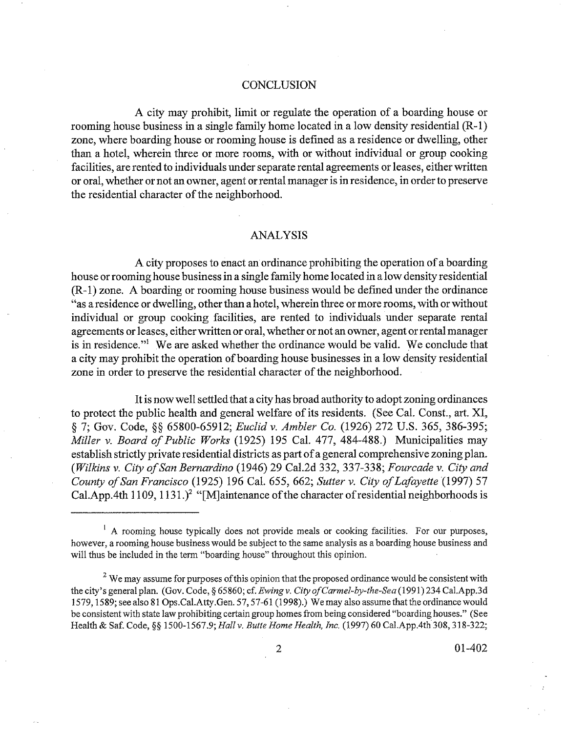## CONCLUSION

A city may prohibit, limit or regulate the operation of a boarding house or rooming house business in a single family home located in a low density residential (R-1) zone, where boarding house or rooming house is defined as a residence or dwelling, other than a hotel, wherein three or more rooms, with or without individual or group cooking facilities, are rented to individuals under separate rental agreements or leases, either written or oral, whether or not an owner, agent or rental manager is in residence, in order to preserve the residential character of the neighborhood.

## ANALYSIS

A city proposes to enact an ordinance prohibiting the operation of a boarding house or rooming house business in a single family home located in a low density residential (R-1) zone. A boarding or rooming house business would be defined under the ordinance "as a residence or dwelling, other than a hotel, wherein three or more rooms, with or without individual or group cooking facilities, are rented to individuals under separate rental agreements or leases, either written or oral, whether or not an owner, agent or rental manager is in residence."[1] We are asked whether the ordinance would be valid. We conclude that a city may prohibit the operation of boarding house businesses in a low density residential zone in order to preserve the residential character of the neighborhood.

It is now well settled that a city has broad authority to adopt zoning ordinances to protect the public health and general welfare of its residents. (See Cal. Const., art. XI, § 7; Gov. Code, §§ 65800-65912; *Euclid v. Ambler Co.* (1926) 272 U.S. 365, 386-395; *Miller v. Board of Public Works* (1925) 195 Cal. 477, 484-488.) Municipalities may establish strictly private residential districts as part of a general comprehensive zoning plan. (*Wilkins v. City of San Bernardino* (1946) 29 Cal.2d 332, 337-338; *Fourcade v. City and County of San Francisco* (1925) 196 Cal. 655, 662; *Sutter v. City of Lafayette* (1997) 57 Cal.App.4th 1109, 1131.)[2] "[M]aintenance of the character of residential neighborhoods is

---

[1] A rooming house typically does not provide meals or cooking facilities. For our purposes, however, a rooming house business would be subject to the same analysis as a boarding house business and will thus be included in the term "boarding house" throughout this opinion.

[2] We may assume for purposes of this opinion that the proposed ordinance would be consistent with the city's general plan. (Gov. Code, § 65860; cf. *Ewing v. City of Carmel-by-the-Sea* (1991) 234 Cal.App.3d 1579, 1589; see also 81 Ops.Cal.Atty.Gen. 57, 57-61 (1998).) We may also assume that the ordinance would be consistent with state law prohibiting certain group homes from being considered "boarding houses." (See Health & Saf. Code, §§ 1500-1567.9; *Hall v. Butte Home Health, Inc.* (1997) 60 Cal.App.4th 308, 318-322;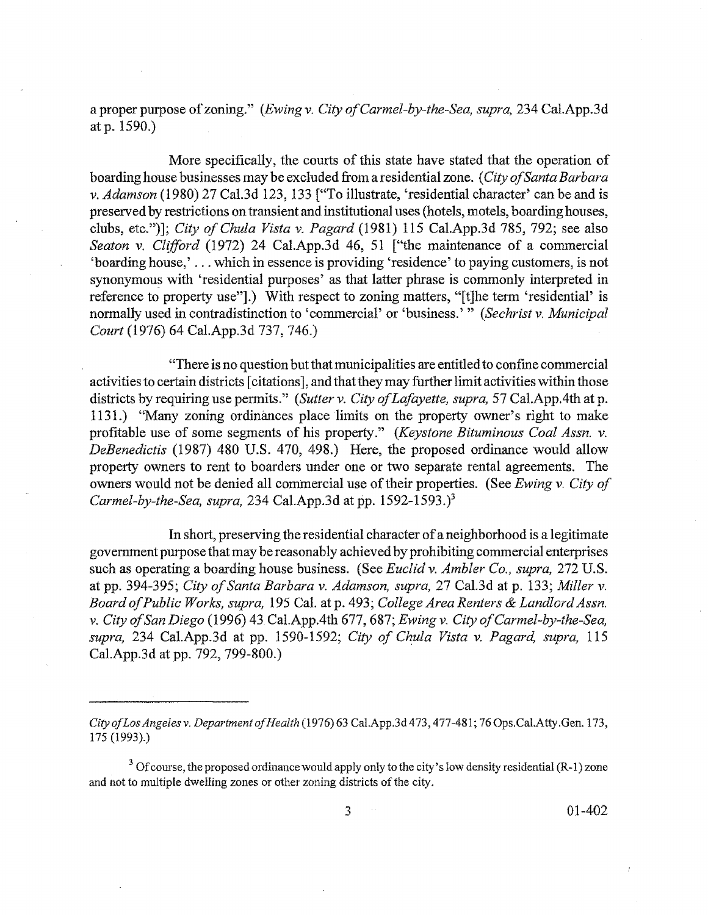a proper purpose of zoning." (*Ewing v. City of Carmel-by-the-Sea, supra,* 234 Cal.App.3d at p. 1590.)

More specifically, the courts of this state have stated that the operation of boarding house businesses may be excluded from a residential zone. (*City of Santa Barbara v. Adamson* (1980) 27 Cal.3d 123, 133 ["To illustrate, 'residential character' can be and is preserved by restrictions on transient and institutional uses (hotels, motels, boarding houses, clubs, etc.")]; *City of Chula Vista v. Pagard* (1981) 115 Cal.App.3d 785, 792; see also *Seaton v. Clifford* (1972) 24 Cal.App.3d 46, 51 ["the maintenance of a commercial 'boarding house,' . . . which in essence is providing 'residence' to paying customers, is not synonymous with 'residential purposes' as that latter phrase is commonly interpreted in reference to property use"].) With respect to zoning matters, "[t]he term 'residential' is normally used in contradistinction to 'commercial' or 'business.' " (*Sechrist v. Municipal Court* (1976) 64 Cal.App.3d 737, 746.)

"There is no question but that municipalities are entitled to confine commercial activities to certain districts [citations], and that they may further limit activities within those districts by requiring use permits." (*Sutter v. City of Lafayette, supra,* 57 Cal.App.4th at p. 1131.) "Many zoning ordinances place limits on the property owner's right to make profitable use of some segments of his property." (*Keystone Bituminous Coal Assn. v. DeBenedictis* (1987) 480 U.S. 470, 498.) Here, the proposed ordinance would allow property owners to rent to boarders under one or two separate rental agreements. The owners would not be denied all commercial use of their properties. (See *Ewing v. City of Carmel-by-the-Sea, supra,* 234 Cal.App.3d at pp. 1592-1593.)[3]

In short, preserving the residential character of a neighborhood is a legitimate government purpose that may be reasonably achieved by prohibiting commercial enterprises such as operating a boarding house business. (See *Euclid v. Ambler Co., supra,* 272 U.S. at pp. 394-395; *City of Santa Barbara v. Adamson, supra,* 27 Cal.3d at p. 133; *Miller v. Board of Public Works, supra,* 195 Cal. at p. 493; *College Area Renters & Landlord Assn. v. City of San Diego* (1996) 43 Cal.App.4th 677, 687; *Ewing v. City of Carmel-by-the-Sea, supra,* 234 Cal.App.3d at pp. 1590-1592; *City of Chula Vista v. Pagard, supra,* 115 Cal.App.3d at pp. 792, 799-800.)

---

*City of Los Angeles v. Department of Health* (1976) 63 Cal.App.3d 473, 477-481; 76 Ops.Cal.Atty.Gen. 173, 175 (1993).)

[3] Of course, the proposed ordinance would apply only to the city's low density residential (R-1) zone and not to multiple dwelling zones or other zoning districts of the city.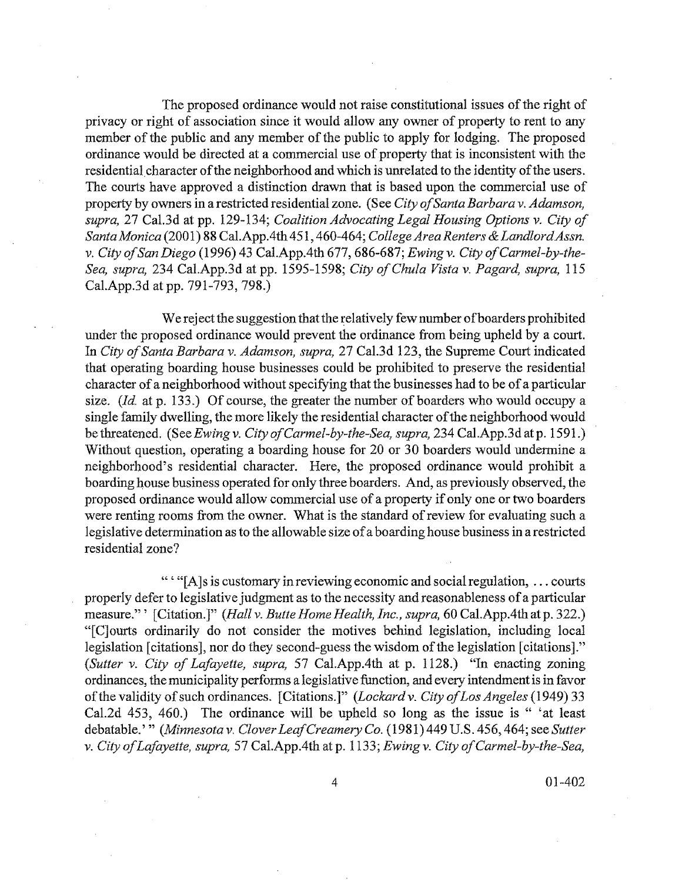The proposed ordinance would not raise constitutional issues of the right of privacy or right of association since it would allow any owner of property to rent to any member of the public and any member of the public to apply for lodging. The proposed ordinance would be directed at a commercial use of property that is inconsistent with the residential character of the neighborhood and which is unrelated to the identity of the users. The courts have approved a distinction drawn that is based upon the commercial use of property by owners in a restricted residential zone. (See *City of Santa Barbara v. Adamson, supra,* 27 Cal.3d at pp. 129-134; *Coalition Advocating Legal Housing Options v. City of Santa Monica* (2001) 88 Cal.App.4th 451, 460-464; *College Area Renters & Landlord Assn. v. City of San Diego* (1996) 43 Cal.App.4th 677, 686-687; *Ewing v. City of Carmel-by-the-Sea, supra,* 234 Cal.App.3d at pp. 1595-1598; *City of Chula Vista v. Pagard, supra,* 115 Cal.App.3d at pp. 791-793, 798.)

We reject the suggestion that the relatively few number of boarders prohibited under the proposed ordinance would prevent the ordinance from being upheld by a court. In *City of Santa Barbara v. Adamson, supra,* 27 Cal.3d 123, the Supreme Court indicated that operating boarding house businesses could be prohibited to preserve the residential character of a neighborhood without specifying that the businesses had to be of a particular size. (*Id.* at p. 133.) Of course, the greater the number of boarders who would occupy a single family dwelling, the more likely the residential character of the neighborhood would be threatened. (See *Ewing v. City of Carmel-by-the-Sea, supra,* 234 Cal.App.3d at p. 1591.) Without question, operating a boarding house for 20 or 30 boarders would undermine a neighborhood's residential character. Here, the proposed ordinance would prohibit a boarding house business operated for only three boarders. And, as previously observed, the proposed ordinance would allow commercial use of a property if only one or two boarders were renting rooms from the owner. What is the standard of review for evaluating such a legislative determination as to the allowable size of a boarding house business in a restricted residential zone?

" ' "[A]s is customary in reviewing economic and social regulation, . . . courts properly defer to legislative judgment as to the necessity and reasonableness of a particular measure." ' [Citation.]" (*Hall v. Butte Home Health, Inc., supra,* 60 Cal.App.4th at p. 322.) "[C]ourts ordinarily do not consider the motives behind legislation, including local legislation [citations], nor do they second-guess the wisdom of the legislation [citations]." (*Sutter v. City of Lafayette, supra,* 57 Cal.App.4th at p. 1128.) "In enacting zoning ordinances, the municipality performs a legislative function, and every intendment is in favor of the validity of such ordinances. [Citations.]" (*Lockard v. City of Los Angeles* (1949) 33 Cal.2d 453, 460.) The ordinance will be upheld so long as the issue is " 'at least debatable.' " (*Minnesota v. Clover Leaf Creamery Co.* (1981) 449 U.S. 456, 464; see *Sutter v. City of Lafayette, supra,* 57 Cal.App.4th at p. 1133; *Ewing v. City of Carmel-by-the-Sea,*